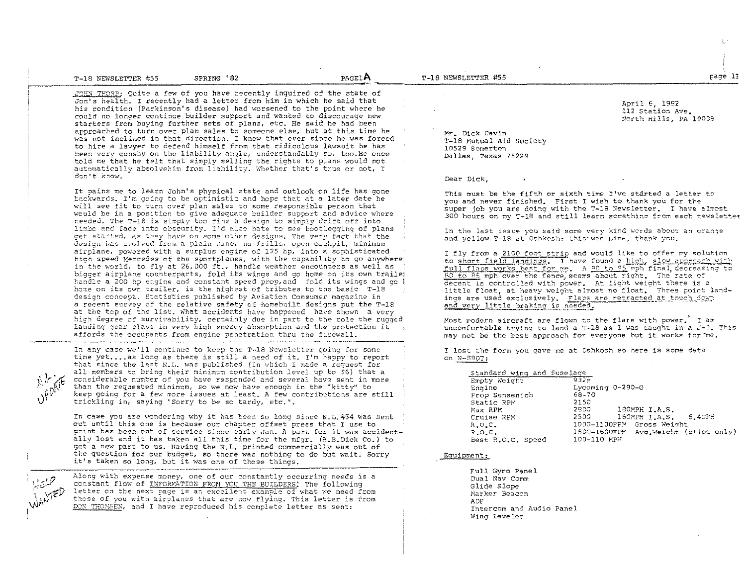JOHN THORP: Quite a few of you have recently inquired of the state of Jon's health. I recently had a letter from him in which he said that his condition (Parkinson's disease) had worsened to the point where he could no longer continue builder support and wanted to discourage new starters from buying further sets of plans, etc. He said he had been approached to turn over plan sales to someone else, but at this time he was not inclined in that direction. I know that ever since he was forced to hire a lawyer to defend himself from that ridiculous lawsuit he has been very gunshy on the liability angle, understandably so, too.He once told me that he felt that simply selling the rights to plans would not automatically absolvehim from liability. Whether that's true or not, I don't know.

It pains me to learn John's physical state and outlook on life has gone backwards. I'm going to be optimistic and hope that at a later date he will see fit to turn over plan sales to some responsible person that would be in a position to give adequate builder support and advice where needed. The T-18 is simply too fine a design to simply drift off into limbo and fade into obscurity. I'd also hate to see bootlegging of plans get started, as they have on some other designs. The very fact that the design has evolved from a plain Jane, no frills, open cockpit, minimum airplane, powered with a surplus engine of 125 hp, into a sophisticated high speed Mercedes of the sportplanes, with the capability to go anywhere in the world, to fly at 26,000 ft., handle weather encounters as well as bigger airplane counterparts, fold its wings and go home on its own trailer handle a 200 hp engine and constant speed prop,and fold its wings and go home on its own trailer, is the highest of tributes to the basic T-18 design concept. Statistics published by Aviation Consumer magazine in a recent survey of the relative safety of homebuilt designs put the T-18 at the top of the list. What accidents have happened have shown a very high degree of survivability, certainly due in part to the role the rugged landing gear plays in very high energy absorption and the protection it affords the occupants from engine penetration thru the firewall.

In any case we'll continue to keep the T-18 Newsletter going for some time yet....as long as there is still a need of it. I'm happy to report that since the last N.L. was published (in which I made a request for all members to bring their minimum contribution level up to $6) that a considerable number of you have responded and several have sent in more than the requested minimum, so we now have enough in the "kitty" to keep going for a few more issues at least. A few contributions are still trickling in, saying "Sorry to be so tardy, etc.".

In case you are wondering why it has been so long since N.L.#54 was sent out until this one is because our chapter offset press that I use to print has been out of service since early Jan. A part for it was accidentally lost and it has taken all this time for the mfgr. (A.B.Dick Co.) to get a new part to us. Having the N.L. printed commercially was out of the question for our budget, so there was nothing to do but wait. Sorry it's taken so long, but it was one of those things.

Along with expense money, one of our constantly occurring needs is a constant flow of INFORMATION FROM YOU THE BUILDERS! The following letter on the next page is an excellent example of what we need from those of you with airplanes that are now flying. This letter is from DON THOMSEN, and I have reproduced his complete letter as sent:

April 6, 1982
112 Station Ave.
North Hills, PA 19039

Mr. Dick Cavin
T-18 Mutual Aid Society
10529 Somerton
Dallas, Texas 75229

Dear Dick,

This must be the fifth or sixth time I've started a letter to you and never finished. First I wish to thank you for the super job you are doing with the T-18 Newsletter. I have almost 300 hours on my T-18 and still learn something from each newsletter.

In the last issue you said some very kind words about an orange and yellow T-18 at Oshkosh; this was mine, thank you.

I fly from a 2100 foot strip and would like to offer my solution to short field landings. I have found a high, slow approach with full flaps works best for me. A 90 to 95 mph final, decreasing to 80 to 85 mph over the fence, seems about right. The rate of decent is controlled with power. At light weight there is a little float, at heavy weight almost no float. Three point landings are used exclusively. Flaps are retracted at touch down and very little braking is needed.

Most modern aircraft are flown to the flare with power. I am uncomfortable trying to land a T-18 as I was taught in a J-3. This may not be the best approach for everyone but it works for me.

I lost the form you gave me at Oshkosh so here is some data on N-88DT:

| Standard wing and fuselage | | |
|---|---|---|
| Empty Weight | 932# | |
| Engine | Lycoming O-290-G | |
| Prop Sensenich | 68-70 | |
| Static RPM | 2150 | |
| Max RPM | 2800 | 180MPH I.A.S. |
| Cruise RPM | 2500 | 160MPH I.A.S. 6.4GPH |
| R.O.C. | 1000-1100FPM | Gross Weight |
| R.O.C. | 1500-1600FPM | Avg.Weight (pilot only) |
| Best R.O.C. Speed | 100-110 MPH | |

Equipment:

Full Gyro Panel
Dual Nav Comm
Glide Slope
Marker Beacon
ADF
Intercom and Audio Panel
Wing Leveler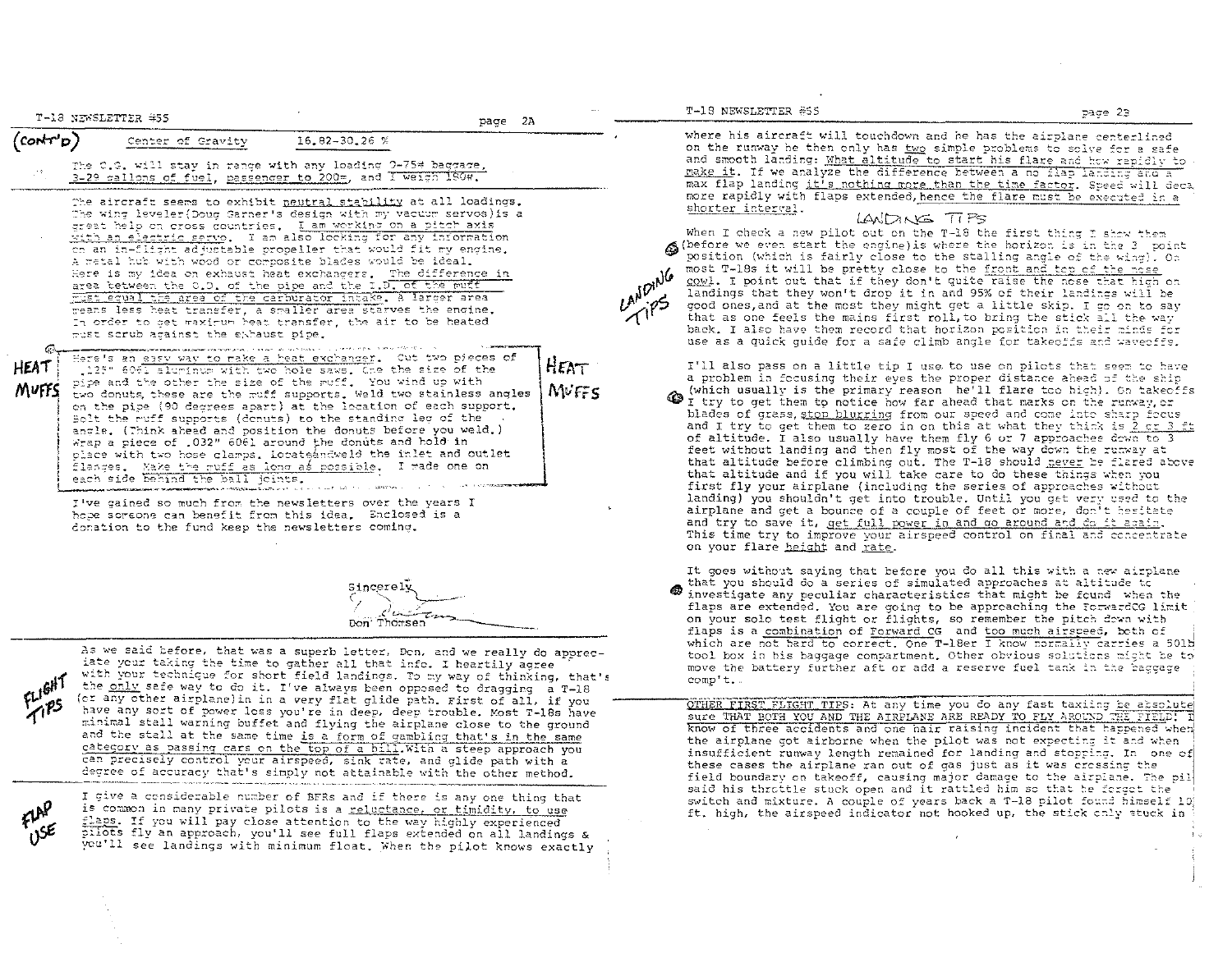(CONT'D)

Center of Gravity 16.82-30.26 %

The C.G. will stay in range with any loading 0-75# baggage, 3-29 gallons of fuel, passenger to 200#, and I weigh 180#.

The aircraft seems to exhibit neutral stability at all loadings. The wing leveler(Doug Garner's design with my vacuum servos)is a great help on cross countries. I am working on a pitch axis with an electric servo. I am also looking for any information on an in-flight adjustable propeller that would fit my engine. A metal hub with wood or composite blades would be ideal. Here is my idea on exhaust heat exchangers. The difference in area between the O.D. of the pipe and the I.D. of the muff must equal the area of the carburator intake. A larger area means less heat transfer, a smaller area starves the engine. In order to get maximum heat transfer, the air to be heated must scrub against the exhaust pipe.

**HEAT MUFFS**

Here's an easy way to make a heat exchanger. Cut two pieces of .125" 6061 aluminum with two hole saws. One the size of the pipe and the other the size of the muff. You wind up with two donuts, these are the muff supports. Weld two stainless angles on the pipe (90 degrees apart) at the location of each support. Bolt the muff supports (donuts) to the standing leg of the angle. (Think ahead and position the donuts before you weld.) Wrap a piece of .032" 6061 around the donuts and hold in place with two hose clamps. Locate and weld the inlet and outlet flanges. Make the muff as long as possible. I made one on each side behind the ball joints.

I've gained so much from the newsletters over the years I hope someone can benefit from this idea. Enclosed is a donation to the fund keep the newsletters coming.

Sincerely,

Don Thomsen

**FLIGHT TIPS**

As we said before, that was a superb letter, Don, and we really do appreciate your taking the time to gather all that info. I heartily agree with your technique for short field landings. To my way of thinking, that's the only safe way to do it. I've always been opposed to dragging a T-18 (or any other airplane)in in a very flat glide path. First of all, if you have any sort of power loss you're in deep, deep trouble. Most T-18s have minimal stall warning buffet and flying the airplane close to the ground and the stall at the same time is a form of gambling that's in the same category as passing cars on the top of a hill. With a steep approach you can precisely control your airspeed, sink rate, and glide path with a degree of accuracy that's simply not attainable with the other method.

**FLAP USE**

I give a considerable number of BFRs and if there is any one thing that is common in many private pilots is a reluctance, or timidity, to use flaps. If you will pay close attention to the way highly experienced pilots fly an approach, you'll see full flaps extended on all landings & you'll see landings with minimum float. When the pilot knows exactly where his aircraft will touchdown and he has the airplane centerlined on the runway he then only has two simple problems to solve for a safe and smooth landing: What altitude to start his flare and how rapidly to make it. If we analyze the difference between a no flap landing and a max flap landing it's nothing more than the time factor. Speed will decay more rapidly with flaps extended, hence the flare must be executed in a shorter interval.

**LANDING TIPS**

When I check a new pilot out on the T-18 the first thing I show them (before we even start the engine)is where the horizon is in the 3 point position (which is fairly close to the stalling angle of the wing). On most T-18s it will be pretty close to the front and top of the nose cowl. I point out that if they don't quite raise the nose that high on landings that they won't drop it in and 95% of their landings will be good ones, and at the most they might get a little skip. I go on to say that as one feels the mains first roll, to bring the stick all the way back. I also have them record that horizon position in their minds for use as a quick guide for a safe climb angle for takeoffs and waveoffs.

I'll also pass on a little tip I use to use on pilots that seem to have a problem in focusing their eyes the proper distance ahead of the ship (which usually is the primary reason he'll flare too high). On takeoffs I try to get them to notice how far ahead that marks on the runway, or blades of grass, stop blurring from our speed and come into sharp focus and I try to get them to zero in on this at what they think is 2 or 3 ft of altitude. I also usually have them fly 6 or 7 approaches down to 3 feet without landing and then fly most of the way down the runway at that altitude before climbing out. The T-18 should never be flared above that altitude and if you will take care to do these things when you first fly your airplane (including the series of approaches without landing) you shouldn't get into trouble. Until you get very used to the airplane and get a bounce of a couple of feet or more, don't hesitate and try to save it, get full power in and go around and do it again. This time try to improve your airspeed control on final and concentrate on your flare height and rate.

It goes without saying that before you do all this with a new airplane that you should do a series of simulated approaches at altitude to investigate any peculiar characteristics that might be found when the flaps are extended. You are going to be approaching the ForwardCG limit on your solo test flight or flights, so remember the pitch down with flaps is a combination of Forward CG and too much airspeed, both of which are not hard to correct. One T-18er I know normally carries a 50lb tool box in his baggage compartment. Other obvious solutions might be to move the battery further aft or add a reserve fuel tank in the baggage comp't.

OTHER FIRST FLIGHT TIPS: At any time you do any fast taxiing be absolute sure THAT BOTH YOU AND THE AIRPLANE ARE READY TO FLY AROUND THE FIELD! I know of three accidents and one hair raising incident that happened when the airplane got airborne when the pilot was not expecting it and when insufficient runway length remained for landing and stopping. In one of these cases the airplane ran out of gas just as it was crossing the field boundary on takeoff, causing major damage to the airplane. The pilot said his throttle stuck open and it rattled him so that he forgot the switch and mixture. A couple of years back a T-18 pilot found himself 10 ft. high, the airspeed indicator not hooked up, the stick only stuck in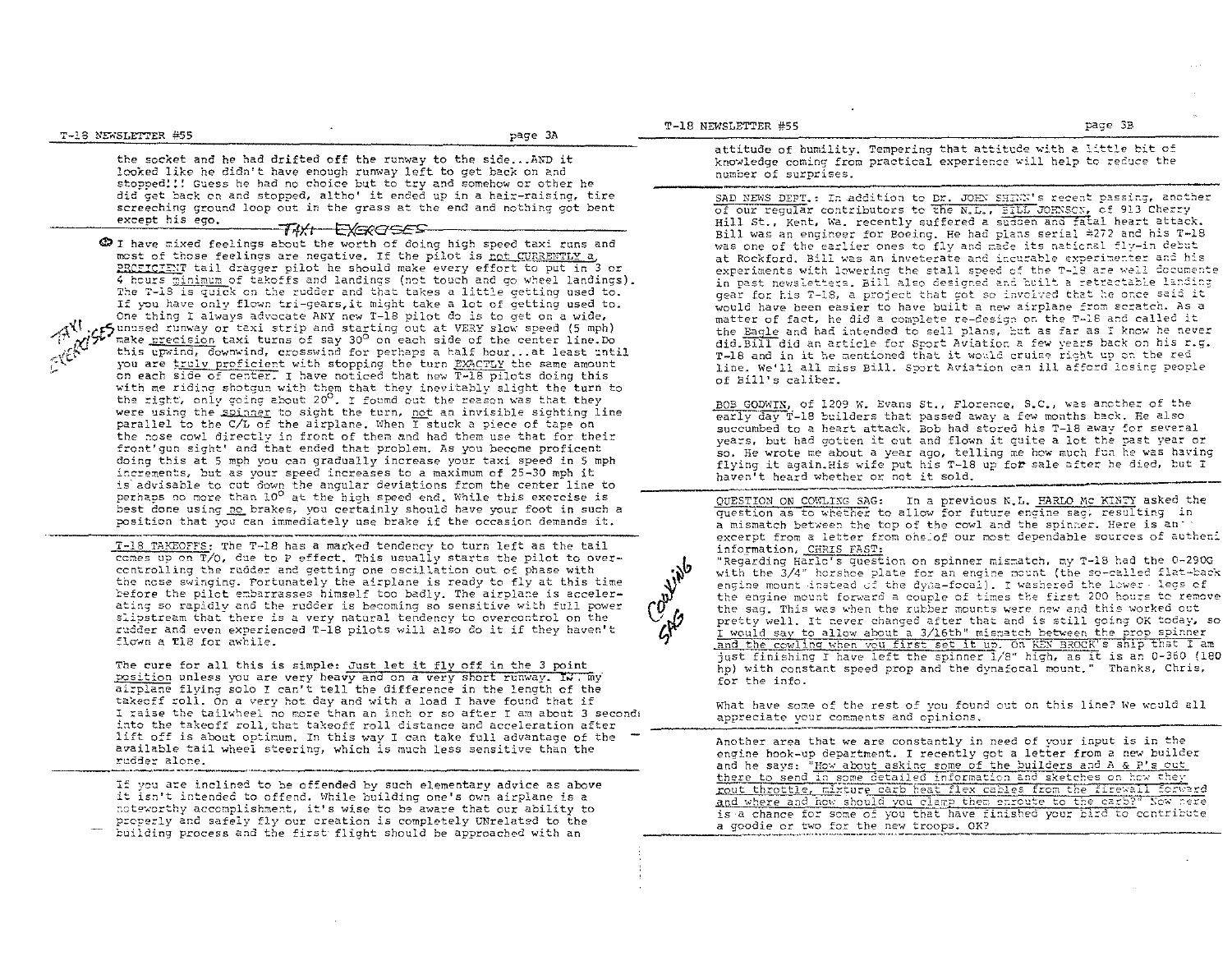the socket and he had drifted off the runway to the side...AND it looked like he didn't have enough runway left to get back on and stopped!!! Guess he had no choice but to try and somehow or other he did get back on and stopped, altho' it ended up in a hair-raising, tire screeching ground loop out in the grass at the end and nothing got bent except his ego.

## TAXI EXERCISES

I have mixed feelings about the worth of doing high speed taxi runs and most of those feelings are negative. If the pilot is not CURRENTLY a PROFICIENT tail dragger pilot he should make every effort to put in 3 or 4 hours minimum of takoffs and landings (not touch and go wheel landings). The T-18 is quick on the rudder and that takes a little getting used to. If you have only flown tri-gears, it might take a lot of getting used to. One thing I always advocate ANY new T-18 pilot do is to get on a wide, unused runway or taxi strip and starting out at VERY slow speed (5 mph) make precision taxi turns of say 30° on each side of the center line. Do this upwind, downwind, crosswind for perhaps a half hour...at least until you are truly proficient with stopping the turn EXACTLY the same amount on each side of center. I have noticed that new T-18 pilots doing this with me riding shotgun with them that they inevitably slight the turn to the right, only going about 20°. I found out the reason was that they were using the spinner to sight the turn, not an invisible sighting line parallel to the C/L of the airplane. When I stuck a piece of tape on the nose cowl directly in front of them and had them use that for their front'gun sight' and that ended that problem. As you become proficent doing this at 5 mph you can gradually increase your taxi speed in 5 mph increments, but as your speed increases to a maximum of 25-30 mph it is advisable to cut down the angular deviations from the center line to perhaps no more than 10° at the high speed end. While this exercise is best done using no brakes, you certainly should have your foot in such a position that you can immediately use brake if the occasion demands it.

T-18 TAKEOFFS: The T-18 has a marked tendency to turn left as the tail comes up on T/O, due to P effect. This usually starts the pilot to over-controlling the rudder and getting one oscillation out of phase with the nose swinging. Fortunately the airplane is ready to fly at this time before the pilot embarrasses himself too badly. The airplane is accelerating so rapidly and the rudder is becoming so sensitive with full power slipstream that there is a very natural tendency to overcontrol on the rudder and even experienced T-18 pilots will also do it if they haven't flown a T18 for awhile.

The cure for all this is simple: Just let it fly off in the 3 point position unless you are very heavy and on a very short runway. IW, my airplane flying solo I can't tell the difference in the length of the takeoff roll. On a very hot day and with a load I have found that if I raise the tailwheel no more than an inch or so after I am about 3 seconds into the takeoff roll, that takeoff roll distance and acceleration after lift off is about optimum. In this way I can take full advantage of the available tail wheel steering, which is much less sensitive than the rudder alone.

If you are inclined to be offended by such elementary advice as above it isn't intended to offend. While building one's own airplane is a noteworthy accomplishment, it's wise to be aware that our ability to properly and safely fly our creation is completely UNrelated to the building process and the first flight should be approached with an attitude of humility. Tempering that attitude with a little bit of knowledge coming from practical experience will help to reduce the number of surprises.

SAD NEWS DEPT.: In addition to Dr. JOHN SHINN's recent passing, another of our regular contributors to the N.L., BILL JOHNSON, of 913 Cherry Hill St., Kent, Wa. recently suffered a sudden and fatal heart attack. Bill was an engineer for Boeing. He had plans serial #272 and his T-18 was one of the earlier ones to fly and made its national fly-in debut at Rockford. Bill was an inveterate and incurable experimenter and his experiments with lowering the stall speed of the T-18 are well documented in past newsletters. Bill also designed and built a retractable landing gear for his T-18, a project that got so involved that he once said it would have been easier to have built a new airplane from scratch. As a matter of fact, he did a complete re-design on the T-18 and called it the Eagle and had intended to sell plans, but as far as I know he never did. Bill did an article for Sport Aviation a few years back on his r.g. T-18 and in it he mentioned that it would cruise right up on the red line. We'll all miss Bill. Sport Aviation can ill afford losing people of Bill's caliber.

BOB GODWIN, of 1209 W. Evans St., Florence, S.C., was another of the early day T-18 builders that passed away a few months back. He also succumbed to a heart attack. Bob had stored his T-18 away for several years, but had gotten it out and flown it quite a lot the past year or so. He wrote me about a year ago, telling me how much fun he was having flying it again. His wife put his T-18 up for sale after he died, but I haven't heard whether or not it sold.

## COWLING SAG

QUESTION ON COWLING SAG: In a previous N.L. HARLO Mc KINTY asked the question as to whether to allow for future engine sag, resulting in a mismatch between the top of the cowl and the spinner. Here is an excerpt from a letter from one of our most dependable sources of authentic information, CHRIS FAST:

"Regarding Harlo's question on spinner mismatch, my T-18 had the O-290G with the 3/4" horshoe plate for an engine mount (the so-called flat-back engine mount instead of the dyna-focal). I washered the lower legs of the engine mount forward a couple of times the first 200 hours to remove the sag. This was when the rubber mounts were new and this worked out pretty well. It never changed after that and is still going OK today, so I would say to allow about a 3/16th" mismatch between the prop spinner and the cowling when you first set it up. On KEN BROCK's ship that I am just finishing I have left the spinner 1/8" high, as it is an O-360 (180 hp) with constant speed prop and the dynafocal mount." Thanks, Chris, for the info.

What have some of the rest of you found out on this line? We would all appreciate your comments and opinions.

Another area that we are constantly in need of your input is in the engine hook-up department. I recently got a letter from a new builder and he says: "How about asking some of the builders and A & P's out there to send in some detailed information and sketches on how they rout throttle, mixture carb heat flex cables from the firewall forward and where and how should you clamp them enroute to the carb?" Now here is a chance for some of you that have finished your bird to contribute a goodie or two for the new troops. OK?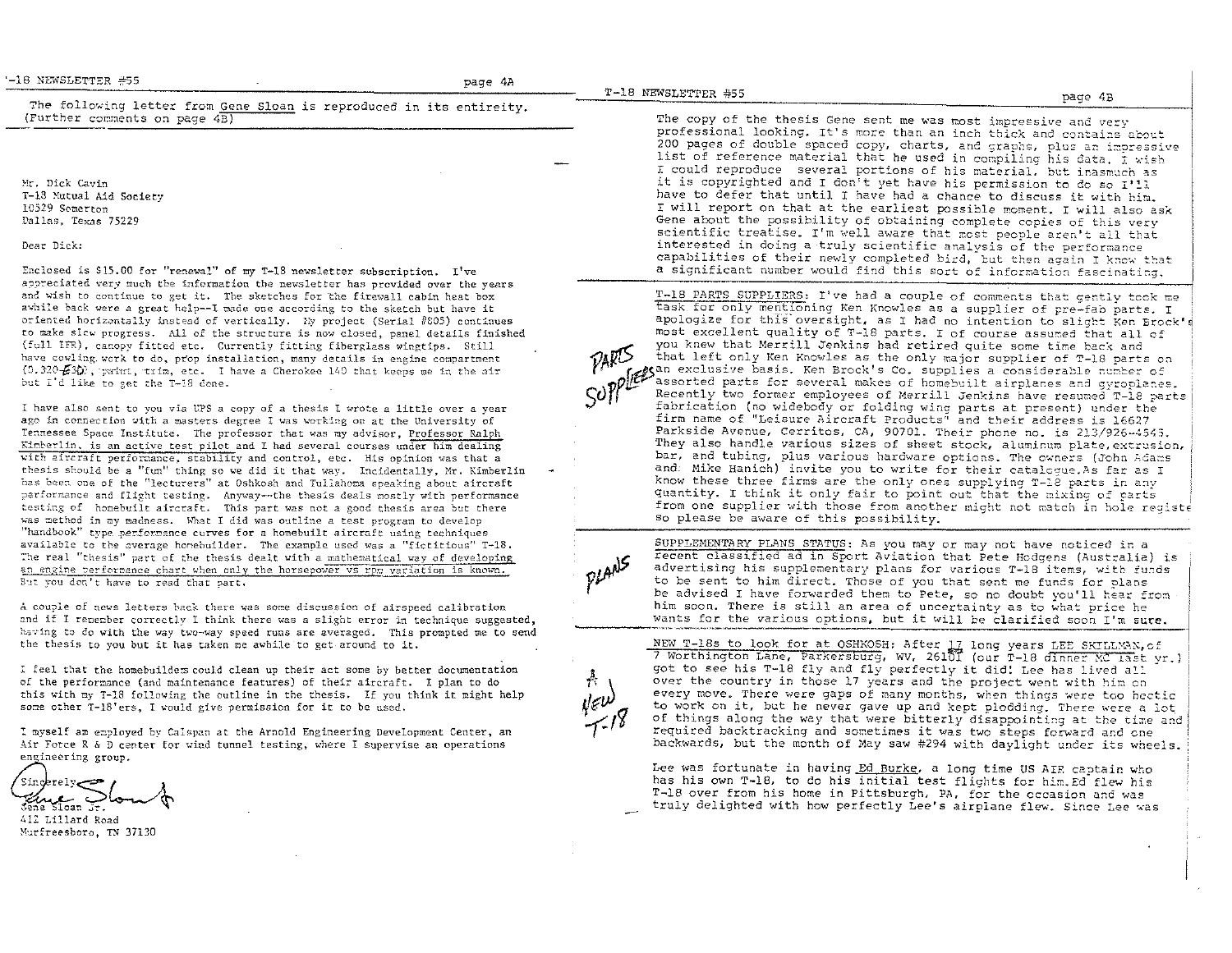The following letter from Gene Sloan is reproduced in its entirety. (Further comments on page 4B)

Mr. Dick Cavin
T-18 Mutual Aid Society
10529 Somerton
Dallas, Texas 75229

Dear Dick:

Enclosed is $15.00 for "renewal" of my T-18 newsletter subscription. I've appreciated very much the information the newsletter has provided over the years and wish to continue to get it. The sketches for the firewall cabin heat box awhile back were a great help--I made one according to the sketch but have it oriented horizontally instead of vertically. My project (Serial #805) continues to make slow progress. All of the structure is now closed, panel details finished (full IFR), canopy fitted etc. Currently fitting fiberglass wingtips. Still have cowling work to do, prop installation, many details in engine compartment (O-320-E3D), paint, trim, etc. I have a Cherokee 140 that keeps me in the air but I'd like to get the T-18 done.

I have also sent to you via UPS a copy of a thesis I wrote a little over a year ago in connection with a masters degree I was working on at the University of Tennessee Space Institute. The professor that was my advisor, Professor Ralph Kimberlin, is an active test pilot and I had several courses under him dealing with aircraft performance, stability and control, etc. His opinion was that a thesis should be a "fun" thing so we did it that way. Incidentally, Mr. Kimberlin has been one of the "lecturers" at Oshkosh and Tullahoma speaking about aircraft performance and flight testing. Anyway--the thesis deals mostly with performance testing of homebuilt aircraft. This part was not a good thesis area but there was method in my madness. What I did was outline a test program to develop "handbook" type performance curves for a homebuilt aircraft using techniques available to the average homebuilder. The example used was a "fictitious" T-18. The real "thesis" part of the thesis dealt with a mathematical way of developing an engine performance chart when only the horsepower vs rpm variation is known. But you don't have to read that part.

A couple of news letters back there was some discussion of airspeed calibration and if I remember correctly I think there was a slight error in technique suggested, having to do with the way two-way speed runs are averaged. This prompted me to send the thesis to you but it has taken me awhile to get around to it.

I feel that the homebuilders could clean up their act some by better documentation of the performance (and maintenance features) of their aircraft. I plan to do this with my T-18 following the outline in the thesis. If you think it might help some other T-18'ers, I would give permission for it to be used.

I myself am employed by Calspan at the Arnold Engineering Development Center, an Air Force R & D center for wind tunnel testing, where I supervise an operations engineering group.

Sincerely,

Gene Sloan Jr.
412 Lillard Road
Murfreesboro, TN 37130

---

The copy of the thesis Gene sent me was most impressive and very professional looking. It's more than an inch thick and contains about 200 pages of double spaced copy, charts, and graphs, plus an impressive list of reference material that he used in compiling his data. I wish I could reproduce several portions of his material, but inasmuch as it is copyrighted and I don't yet have his permission to do so I'll have to defer that until I have had a chance to discuss it with him. I will report on that at the earliest possible moment. I will also ask Gene about the possibility of obtaining complete copies of this very scientific treatise. I'm well aware that most people aren't all that interested in doing a truly scientific analysis of the performance capabilities of their newly completed bird, but then again I know that a significant number would find this sort of information fascinating.

*PARTS SUPPLIERS*

T-18 PARTS SUPPLIERS: I've had a couple of comments that gently took me task for only mentioning Ken Knowles as a supplier of pre-fab parts. I apologize for this oversight, as I had no intention to slight Ken Brock's most excellent quality of T-18 parts. I of course assumed that all of you knew that Merrill Jenkins had retired quite some time back and that left only Ken Knowles as the only major supplier of T-18 parts on an exclusive basis. Ken Brock's Co. supplies a considerable number of assorted parts for several makes of homebuilt airplanes and gyroplanes. Recently two former employees of Merrill Jenkins have resumed T-18 parts fabrication (no widebody or folding wing parts at present) under the firm name of "Leisure Aircraft Products" and their address is 16627 Parkside Avenue, Cerritos, CA, 90701. Their phone no. is 213/926-4545. They also handle various sizes of sheet stock, aluminum plate, extrusion, bar, and tubing, plus various hardware options. The owners (John Adams and Mike Hanich) invite you to write for their catalogue. As far as I know these three firms are the only ones supplying T-18 parts in any quantity. I think it only fair to point out that the mixing of parts from one supplier with those from another might not match in hole registe so please be aware of this possibility.

*PLANS*

SUPPLEMENTARY PLANS STATUS: As you may or may not have noticed in a recent classified ad in Sport Aviation that Pete Hodgens (Australia) is advertising his supplementary plans for various T-18 items, with funds to be sent to him direct. Those of you that sent me funds for plans be advised I have forwarded them to Pete, so no doubt you'll hear from him soon. There is still an area of uncertainty as to what price he wants for the various options, but it will be clarified soon I'm sure.

*A NEW T-18*

NEW T-18s to look for at OSHKOSH: After 17 long years LEE SKILLMAN, of 7 Worthington Lane, Parkersburg, WV, 26101 (our T-18 dinner MC last yr.) got to see his T-18 fly and fly perfectly it did! Lee has lived all over the country in those 17 years and the project went with him on every move. There were gaps of many months, when things were too hectic to work on it, but he never gave up and kept plodding. There were a lot of things along the way that were bitterly disappointing at the time and required backtracking and sometimes it was two steps forward and one backwards, but the month of May saw #294 with daylight under its wheels.

Lee was fortunate in having Ed Burke, a long time US AIR captain who has his own T-18, to do his initial test flights for him. Ed flew his T-18 over from his home in Pittsburgh, PA, for the occasion and was truly delighted with how perfectly Lee's airplane flew. Since Lee was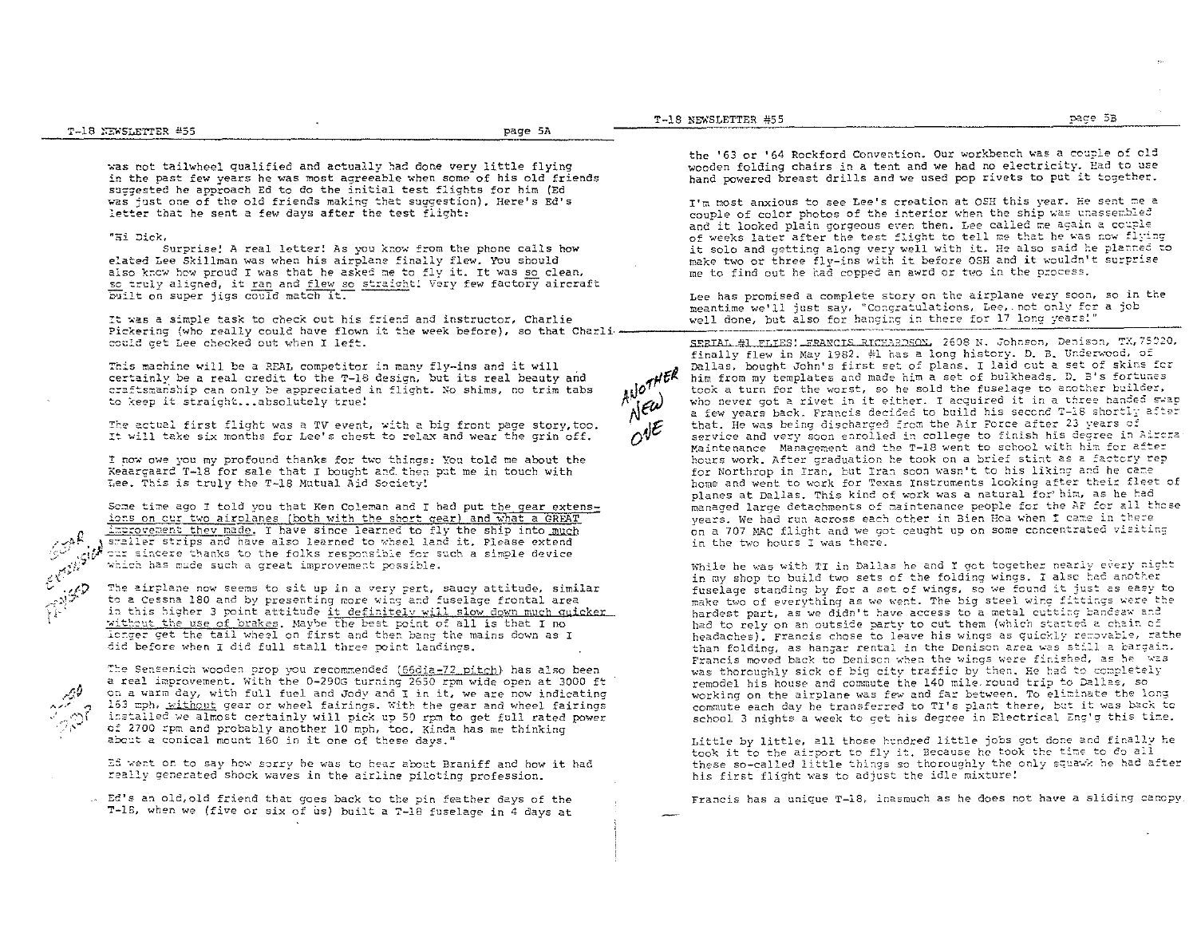was not tailwheel qualified and actually had done very little flying in the past few years he was most agreeable when some of his old friends suggested he approach Ed to do the initial test flights for him (Ed was just one of the old friends making that suggestion). Here's Ed's letter that he sent a few days after the test flight:

"Hi Dick,

Surprise! A real letter! As you know from the phone calls how elated Lee Skillman was when his airplane finally flew. You should also know how proud I was that he asked me to fly it. It was so clean, so truly aligned, it ran and flew so straight! Very few factory aircraft built on super jigs could match it.

It was a simple task to check out his friend and instructor, Charlie Pickering (who really could have flown it the week before), so that Charlie could get Lee checked out when I left.

This machine will be a REAL competitor in many fly-ins and it will certainly be a real credit to the T-18 design, but its real beauty and craftsmanship can only be appreciated in flight. No shims, no trim tabs to keep it straight...absolutely true!

The actual first flight was a TV event, with a big front page story, too. It will take six months for Lee's chest to relax and wear the grin off.

I now owe you my profound thanks for two things: You told me about the Keaargaard T-18 for sale that I bought and then put me in touch with Lee. This is truly the T-18 Mutual Aid Society!

Some time ago I told you that Ken Coleman and I had put the gear extensions on our two airplanes (both with the short gear) and what a GREAT improvement they made. I have since learned to fly the ship into much smaller strips and have also learned to wheel land it. Please extend our sincere thanks to the folks responsible for such a simple device which has made such a great improvement possible.

The airplane now seems to sit up in a very pert, saucy attitude, similar to a Cessna 180 and by presenting more wing and fuselage frontal area in this higher 3 point attitude it definitely will slow down much quicker without the use of brakes. Maybe the best point of all is that I no longer get the tail wheel on first and then bang the mains down as I did before when I did full stall three point landings.

The Sensenich wooden prop you recommended (66dia-72 pitch) has also been a real improvement. With the O-290G turning 2650 rpm wide open at 3000 ft on a warm day, with full fuel and Jody and I in it, we are now indicating 163 mph, without gear or wheel fairings. With the gear and wheel fairings installed we almost certainly will pick up 50 rpm to get full rated power of 2700 rpm and probably another 10 mph, too. Kinda has me thinking about a conical mount 160 in it one of these days."

Ed went on to say how sorry he was to hear about Braniff and how it had really generated shock waves in the airline piloting profession.

Ed's an old,old friend that goes back to the pin feather days of the T-18, when we (five or six of us) built a T-18 fuselage in 4 days at the '63 or '64 Rockford Convention. Our workbench was a couple of old wooden folding chairs in a tent and we had no electricity. Had to use hand powered breast drills and we used pop rivets to put it together.

I'm most anxious to see Lee's creation at OSH this year. He sent me a couple of color photos of the interior when the ship was unassembled and it looked plain gorgeous even then. Lee called me again a couple of weeks later after the test flight to tell me that he was now flying it solo and getting along very well with it. He also said he planned to make two or three fly-ins with it before OSH and it wouldn't surprise me to find out he had copped an awrd or two in the process.

Lee has promised a complete story on the airplane very soon, so in the meantime we'll just say, "Congratulations, Lee, not only for a job well done, but also for hanging in there for 17 long years!"

SERIAL #1 FLIES: FRANCIS RICHARDSON, 2608 N. Johnson, Denison, TX,75020, finally flew in May 1982. #1 has a long history. D. B. Underwood, of Dallas, bought John's first set of plans. I laid out a set of skins for him from my templates and made him a set of bulkheads. D. B's fortunes took a turn for the worst, so he sold the fuselage to another builder, who never got a rivet in it either. I acquired it in a three handed swap a few years back. Francis decided to build his second T-18 shortly after that. He was being discharged from the Air Force after 23 years of service and very soon enrolled in college to finish his degree in Aircraft Maintenance Management and the T-18 went to school with him for after hours work. After graduation he took on a brief stint as a factory rep for Northrop in Iran, but Iran soon wasn't to his liking and he came home and went to work for Texas Instruments looking after their fleet of planes at Dallas. This kind of work was a natural for him, as he had managed large detachments of maintenance people for the AF for all those years. We had run across each other in Bien Hoa when I came in there on a 707 MAC flight and we got caught up on some concentrated visiting in the two hours I was there.

While he was with TI in Dallas he and I got together nearly every night in my shop to build two sets of the folding wings. I also had another fuselage standing by for a set of wings, so we found it just as easy to make two of everything as we went. The big steel wing fittings were the hardest part, as we didn't have access to a metal cutting bandsaw and had to rely on an outside party to cut them (which started a chain of headaches). Francis chose to leave his wings as quickly removable, rather than folding, as hangar rental in the Denison area was still a bargain. Francis moved back to Denison when the wings were finished, as he was thoroughly sick of big city traffic by then. He had to completely remodel his house and commute the 140 mile round trip to Dallas, so working on the airplane was few and far between. To eliminate the long commute each day he transferred to TI's plant there, but it was back to school 3 nights a week to get his degree in Electrical Eng'g this time.

Little by little, all those hundred little jobs got done and finally he took it to the airport to fly it. Because he took the time to do all these so-called little things so thoroughly the only squawk he had after his first flight was to adjust the idle mixture!

Francis has a unique T-18, inasmuch as he does not have a sliding canopy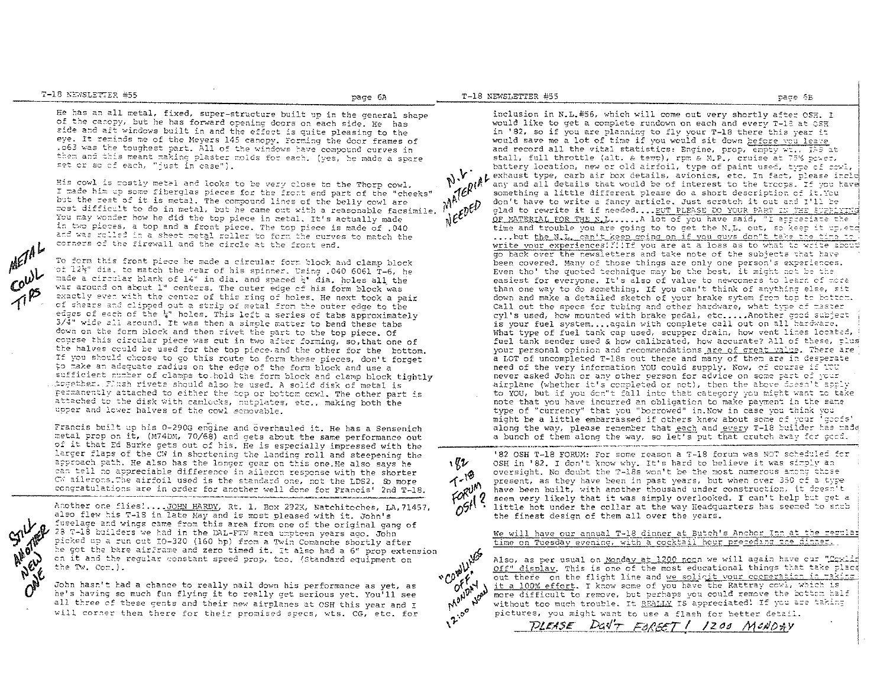He has an all metal, fixed, super-structure built up in the general shape of the canopy, but he has forward opening doors on each side. He has side and aft windows built in and the effect is quite pleasing to the eye. It reminds me of the Meyers 145 canopy. Forming the door frames of .063 was the toughest part. All of the windows have compound curves in them and this meant making plaster molds for each. (yes, he made a spare set or so of each, "just in case").

His cowl is mostly metal and looks to be very close to the Thorp cowl. I made him up some fiberglas pieces for the front end part of the "cheeks" but the rest of it is metal. The compound lines of the belly cowl are most difficult to do in metal, but he came out with a reasonable facsimile. You may wonder how he did the top piece in metal. It's actually made in two pieces, a top and a front piece. The top piece is made of .040 and was rolled in a sheet metal roller to form the curves to match the corners of the firewall and the circle at the front end.

*METAL COWL TIPS*

To form this front piece he made a circular form block and clamp block of 12½" dia. to match the rear of his spinner. Using .040 6061 T-6, he made a circular blank of 14" in dia. and spaced ½" dia. holes all the way around on about 1" centers. The outer edge of his form block was exactly even with the center of this ring of holes. He next took a pair of shears and clipped out a strip of metal from the outer edge to the edges of each of the ½" holes. This left a series of tabs approximately 3/4" wide all around. It was then a simple matter to bend these tabs down on the form block and then rivet the part to the top piece. Of course this circular piece was cut in two after forming, so that one of the halves could be used for the top piece and the other for the bottom. If you should choose to go this route to form these pieces, don't forget to make an adequate radius on the edge of the form block and use a sufficient number of clamps to hold the form block and clamp block tightly together. Flush rivets should also be used. A solid disk of metal is permanently attached to either the top or bottom cowl. The other part is attached to the disk with camlocks, nutplates, etc., making both the upper and lower halves of the cowl removable.

Francis built up his O-290G engine and overhauled it. He has a Sensenich metal prop on it, (M74DM, 70/68) and gets about the same performance out of it that Ed Burke gets out of his. He is especially impressed with the larger flaps of the CW in shortening the landing roll and steepening the approach path. He also has the longer gear on this one. He also says he can tell no appreciable difference in aileron response with the shorter CW ailerons. The airfoil used is the standard one, not the LDS2. So more congratulations are in order for another well done for Francis' 2nd T-18.

*STILL ANOTHER NEW ONE*

Another one flies!.... JOHN HARDY, Rt. 1. Box 292K, Natchitoches, LA, 71457, also flew his T-18 in late May and is most pleased with it. John's fuselage and wings came from this area from one of the original gang of 28 T-18 builders we had in the DAL-FTW area umpteen years ago. John picked up a run out IO-320 (160 hp) from a Twin Comanche shortly after he got the bare airframe and zero timed it. It also had a 6" prop extension on it and the regular constant speed prop, too. (Standard equipment on the Tw. Com.).

John hasn't had a chance to really nail down his performance as yet, as he's having so much fun flying it to really get serious yet. You'll see all three of these gents and their new airplanes at OSH this year and I will corner them there for their promised specs, wts. CG, etc. for inclusion in N.L.#56, which will come out very shortly after OSH. I would like to get a complete rundown on each and every T-18 at OSH in '82, so if you are planning to fly your T-18 there this year it would save me a lot of time if you would sit down before you leave and record all the vital statistics: Engine, prop, empty wt., IAS at stall, full throttle (alt. & temp), rpm & M.P., cruise at 75% power, battery location, new or old airfoil, type of paint used, type of cowl, exhaust type, carb air box details, avionics, etc. In fact, please include any and all details that would be of interest to the troops. If you have something a little different please do a short description of it. You don't have to write a fancy article. Just scratch it out and I'll be glad to rewrite it if needed....BUT PLEASE DO YOUR PART IN THE SUPPLYING OF MATERIAL FOR THE N.L......A lot of you have said, "I appreciate the time and trouble you are going to to get the N.L. out, so keep it up, etc ....but the N.L. can't keep going on if you guys don't take the time to write your experiences!!!!If you are at a loss as to what to write about go back over the newsletters and take note of the subjects that have been covered. Many of those things are only one person's experiences. Even tho' the quoted technique may be the best, it might not be the easiest for everyone. It's also of value to newcomers to learn of more than one way to do something. If you can't think of anything else, sit down and make a detailed sketch of your brake sytem from top to bottom. Call out the specs for tubing and other hardware, what type of master cyl's used, how mounted with brake pedal, etc.....Another good subject is your fuel system....again with complete call out on all hardware. What type of fuel tank cap used, scupper drain, how vent lines located, fuel tank sender used & how calibrated, how accurate? All of these, plus your personal opinion and recommendations are of great value. There are a LOT of uncompleted T-18s out there and many of them are in desperate need of the very information YOU could supply. Now, of course if YOU never asked John or any other person for advice on some part of your airplane (whether it's completed or not), then the above doesn't apply to YOU, but if you don't fall into that category you might want to take note that you have incurred an obligation to make payment in the same type of "currency" that you "borrowed" in. Now in case you think you might be a little embarrassed if others knew about some of your 'goofs' along the way, please remember that each and every T-18 builder has made a bunch of them along the way, so let's put that crutch away for good.

*N.L. MATERIAL NEEDED*

*'82 T-18 FORUM OSH?*

'82 OSH T-18 FORUM: For some reason a T-18 forum was NOT scheduled for OSH in '82. I don't know why. It's hard to believe it was simply an oversight. No doubt the T-18s won't be the most numerous among those present, as they have been in past years, but when over 380 of a type have been built, with another thousand under construction, it doesn't seem very likely that it was simply overlooked. I can't help but get a little hot under the collar at the way Headquarters has seemed to snub the finest design of them all over the years.

We will have our annual T-18 dinner at Butch's Anchor Inn at the regular time on Tuesday evening, with a cocktail hour preceding the dinner.

*"COWLINGS OFF" MONDAY 12:00 NOON*

Also, as per usual on Monday at 1200 noon we will again have our "Cowling Off" display. This is one of the most educational things that take place out there on the flight line and we solicit your cooperation in making it a 100% effort. I know some of you have the Rattray cowl, which is more difficult to remove, but perhaps you could remove the bottom half without too much trouble. It REALLY IS appreciated! If you are taking pictures, you might want to use a flash for better detail.

*PLEASE DON'T FORGET! 1200 MONDAY*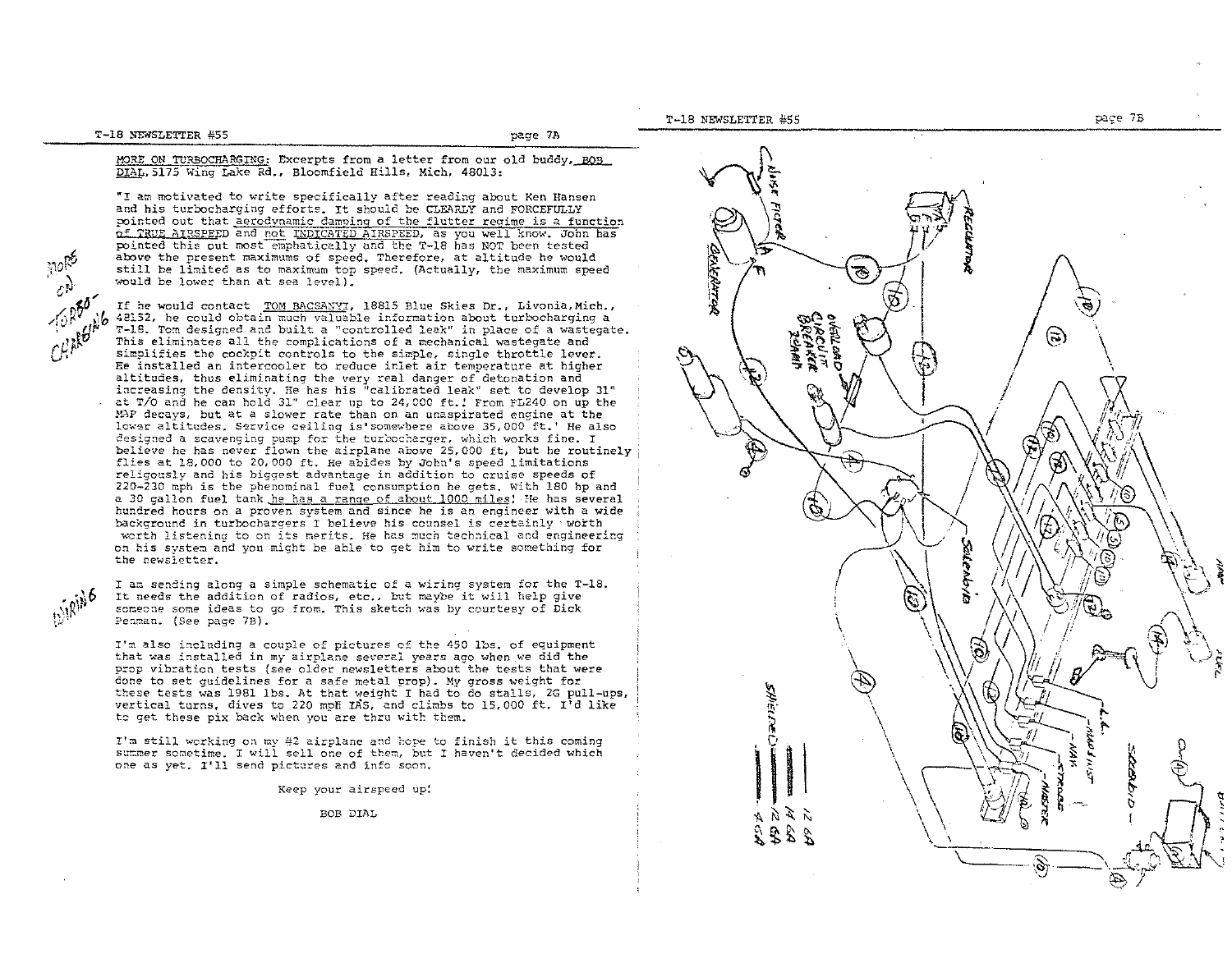**MORE ON TURBOCHARGING:** Excerpts from a letter from our old buddy, BOB DIAL, 5175 Wing Lake Rd., Bloomfield Hills, Mich. 48013:

"I am motivated to write specifically after reading about Ken Hansen and his turbocharging efforts. It should be CLEARLY and FORCEFULLY pointed out that aerodynamic damping of the flutter regime is a function of TRUE AIRSPEED and not INDICATED AIRSPEED, as you well know. John has pointed this out most emphatically and the T-18 has NOT been tested above the present maximums of speed. Therefore, at altitude he would still be limited as to maximum top speed. (Actually, the maximum speed would be lower than at sea level).

If he would contact TOM BACSANYI, 18815 Blue Skies Dr., Livonia, Mich., 48152, he could obtain much valuable information about turbocharging a T-18. Tom designed and built a "controlled leak" in place of a wastegate. This eliminates all the complications of a mechanical wastegate and simplifies the cockpit controls to the simple, single throttle lever. He installed an intercooler to reduce inlet air temperature at higher altitudes, thus eliminating the very real danger of detonation and increasing the density. He has his "calibrated leak" set to develop 31" at T/O and he can hold 31" clear up to 24,000 ft.! From FL240 on up the MAP decays, but at a slower rate than on an unaspirated engine at the lower altitudes. Service ceiling is somewhere above 35,000 ft.' He also designed a scavenging pump for the turbocharger, which works fine. I believe he has never flown the airplane above 25,000 ft, but he routinely flies at 18,000 to 20,000 ft. He abides by John's speed limitations religously and his biggest advantage in addition to cruise speeds of 220-230 mph is the phenominal fuel consumption he gets. With 180 hp and a 30 gallon fuel tank he has a range of about 1000 miles! He has several hundred hours on a proven system and since he is an engineer with a wide background in turbochargers I believe his counsel is certainly worth worth listening to on its merits. He has much technical and engineering on his system and you might be able to get him to write something for the newsletter.

I am sending along a simple schematic of a wiring system for the T-18. It needs the addition of radios, etc., but maybe it will help give someone some ideas to go from. This sketch was by courtesy of Dick Penman. (See page 7B).

I'm also including a couple of pictures of the 450 lbs. of equipment that was installed in my airplane several years ago when we did the prop vibration tests (see older newsletters about the tests that were done to set guidelines for a safe metal prop). My gross weight for these tests was 1981 lbs. At that weight I had to do stalls, 2G pull-ups, vertical turns, dives to 220 mph IAS, and climbs to 15,000 ft. I'd like to get these pix back when you are thru with them.

I'm still working on my #2 airplane and hope to finish it this coming summer sometime. I will sell one of them, but I haven't decided which one as yet. I'll send pictures and info soon.

Keep your airspeed up!

BOB DIAL

NOISE FILTER — REGULATOR — GENERATOR — OVERLOAD CIRCUIT BREAKER 20 AMP — SOLENOID — L.L. — NAV — STROBE — MASTER — SOLENOID — BATT

SHIELDED — 12 GA — 14 GA — 12 GA — 4 GA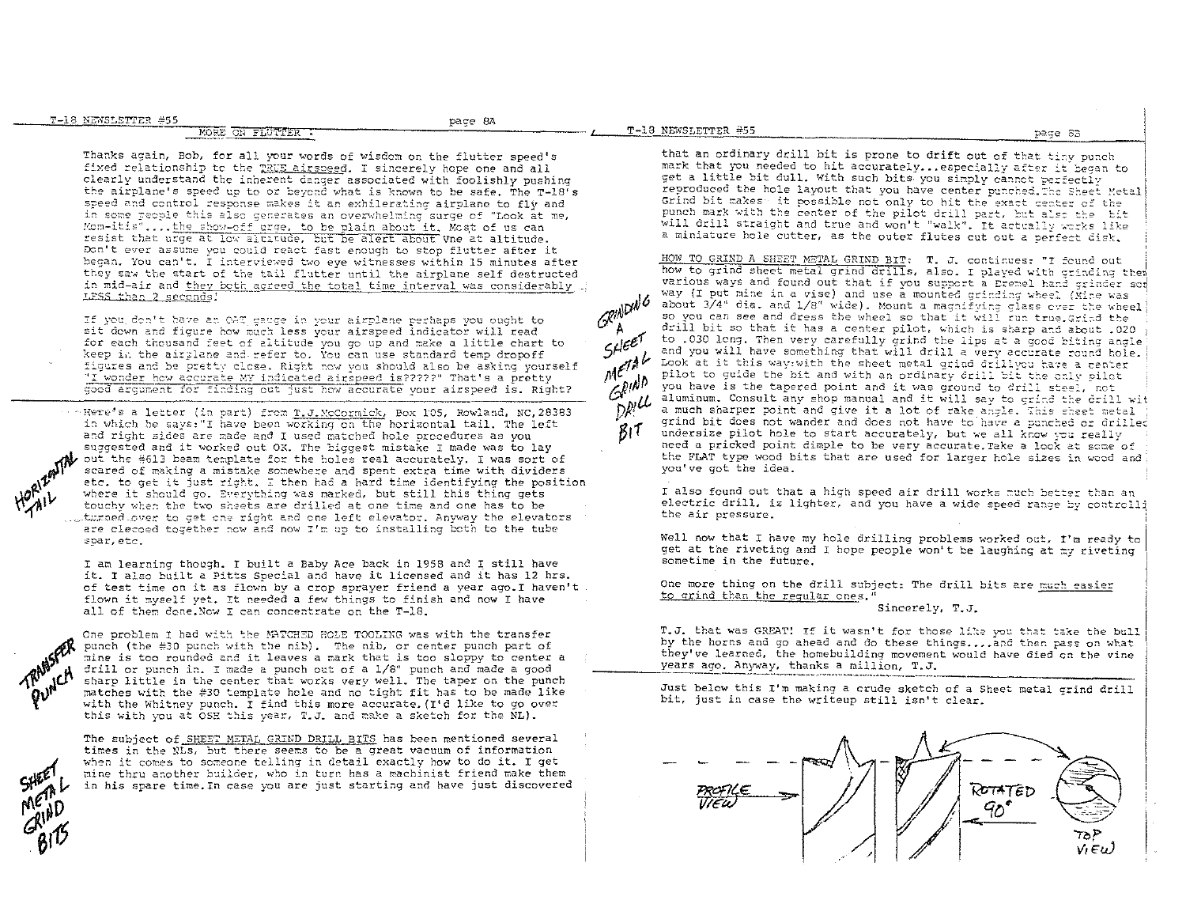## MORE ON FLUTTER:

Thanks again, Bob, for all your words of wisdom on the flutter speed's fixed relationship to the TRUE airspeed. I sincerely hope one and all clearly understand the inherent danger associated with foolishly pushing the airplane's speed up to or beyond what is known to be safe. The T-18's speed and control response makes it an exhilerating airplane to fly and in some people this also generates an overwhelming surge of "Look at me, Mom-itis"....the show-off urge, to be plain about it. Most of us can resist that urge at low altitude, but be alert about Vne at altitude. Don't ever assume you could react fast enough to stop flutter after it began. You can't. I interviewed two eye witnesses within 15 minutes after they saw the start of the tail flutter until the airplane self destructed in mid-air and they both agreed the total time interval was considerably LESS than 2 seconds!

If you don't have an OAT gauge in your airplane perhaps you ought to sit down and figure how much less your airspeed indicator will read for each thousand feet of altitude you go up and make a little chart to keep in the airplane and refer to. You can use standard temp dropoff figures and be pretty close. Right now you should also be asking yourself "I wonder how accurate MY indicated airspeed is?????" That's a pretty good argument for finding out just how accurate your airspeed is. Right?

**HORIZONTAL TAIL**

Here's a letter (in part) from T.J.McCormick, Box 105, Rowland, NC,28383 in which he says:"I have been working on the horizontal tail. The left and right sides are made and I used matched hole procedures as you suggested and it worked out OK. The biggest mistake I made was to lay out the #613 beam template for the holes real accurately. I was sort of scared of making a mistake somewhere and spent extra time with dividers etc. to get it just right. I then had a hard time identifying the position where it should go. Everything was marked, but still this thing gets touchy when the two sheets are drilled at one time and one has to be turned over to get one right and one left elevator. Anyway the elevators are clecoed together now and now I'm up to installing both to the tube spar, etc.

I am learning though. I built a Baby Ace back in 1958 and I still have it. I also built a Pitts Special and have it licensed and it has 12 hrs. of test time on it as flown by a crop sprayer friend a year ago.I haven't flown it myself yet. It needed a few things to finish and now I have all of them done.Now I can concentrate on the T-18.

**TRANSFER PUNCH**

One problem I had with the MATCHED HOLE TOOLING was with the transfer punch (the #30 punch with the nib). The nib, or center punch part of mine is too rounded and it leaves a mark that is too sloppy to center a drill or punch in. I made a punch out of a 1/8" punch and made a good sharp little in the center that works very well. The taper on the punch matches with the #30 template hole and no tight fit has to be made like with the Whitney punch. I find this more accurate.(I'd like to go over this with you at OSH this year, T.J. and make a sketch for the NL).

**SHEET METAL GRIND BITS**

The subject of SHEET METAL GRIND DRILL BITS has been mentioned several times in the NLs, but there seems to be a great vacuum of information when it comes to someone telling in detail exactly how to do it. I get mine thru another builder, who in turn has a machinist friend make them in his spare time.In case you are just starting and have just discovered that an ordinary drill bit is prone to drift out of that tiny punch mark that you needed to hit accurately...especially after it began to get a little bit dull. With such bits you simply cannot perfectly reproduced the hole layout that you have center punched.The Sheet Metal Grind bit makes it possible not only to hit the exact center of the punch mark with the center of the pilot drill part, but also the bit will drill straight and true and won't "walk". It actually works like a miniature hole cutter, as the outer flutes cut out a perfect disk.

**GRINDING A SHEET METAL GRIND DRILL BIT**

HOW TO GRIND A SHEET METAL GRIND BIT: T. J. continues: "I found out how to grind sheet metal grind drills, also. I played with grinding them various ways and found out that if you support a Dremel hand grinder some way (I put mine in a vise) and use a mounted grinding wheel (Mine was about 3/4" dia. and 1/8" wide). Mount a magnifying glass over the wheel so you can see and dress the wheel so that it will run true.Grind the drill bit so that it has a center pilot, which is sharp and about .020 to .030 long. Then very carefully grind the lips at a good biting angle and you will have something that will drill a very accurate round hole. Look at it this way:with the sheet metal grind drillyou have a center pilot to guide the bit and with an ordinary drill bit the only pilot you have is the tapered point and it was ground to drill steel, not aluminum. Consult any shop manual and it will say to grind the drill with a much sharper point and give it a lot of rake angle. This sheet metal grind bit does not wander and does not have to have a punched or drilled undersize pilot hole to start accurately, but we all know you really need a pricked point dimple to be very accurate.Take a look at some of the FLAT type wood bits that are used for larger hole sizes in wood and you've got the idea.

I also found out that a high speed air drill works much better than an electric drill, is lighter, and you have a wide speed range by controlling the air pressure.

Well now that I have my hole drilling problems worked out, I'm ready to get at the riveting and I hope people won't be laughing at my riveting sometime in the future.

One more thing on the drill subject: The drill bits are much easier to grind than the regular ones."

Sincerely, T.J.

T.J. that was GREAT! If it wasn't for those like you that take the bull by the horns and go ahead and do these things....and then pass on what they've learned, the homebuilding movement would have died on the vine years ago. Anyway, thanks a million, T.J.

Just below this I'm making a crude sketch of a Sheet metal grind drill bit, just in case the writeup still isn't clear.

PROFILE VIEW — ROTATED 90° — TOP VIEW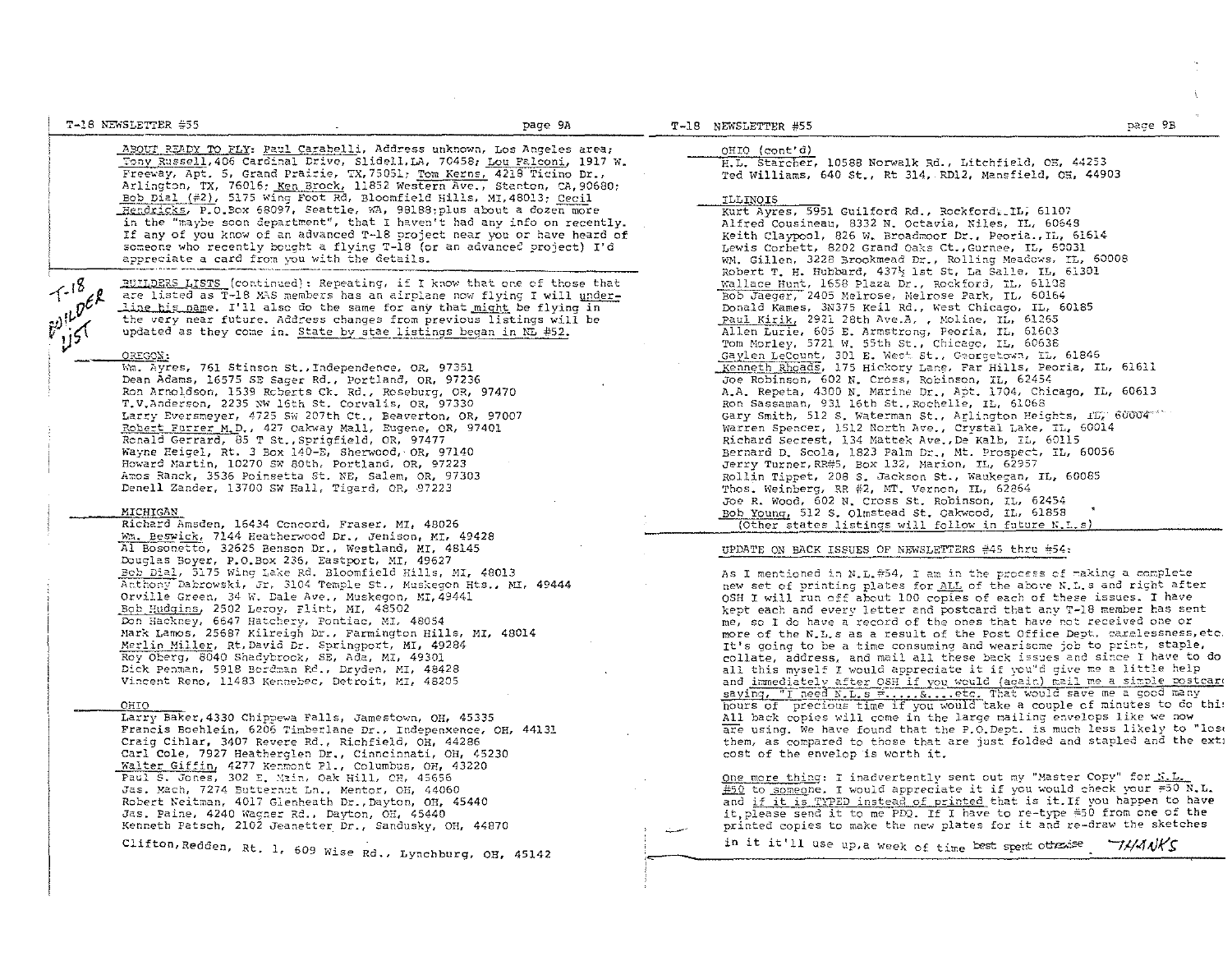ABOUT READY TO FLY: Paul Carabelli, Address unknown, Los Angeles area; Tony Russell,406 Cardinal Drive, Slidell.LA, 70458; Lou Falconi, 1917 W. Freeway, Apt. 5, Grand Prairie, TX,75051; Tom Kerns, 4218 Ticino Dr., Arlington, TX, 76016; Ken Brock, 11852 Western Ave., Stanton, CA,90680; Bob Dial (#2), 5175 Wing Foot Rd, Bloomfield Hills, MI,48013; Cecil Hendricks, P.O.Box 68097, Seattle, WA, 98188;plus about a dozen more in the "maybe soon department", that I haven't had any info on recently. If any of you know of an advanced T-18 project near you or have heard of someone who recently bought a flying T-18 (or an advanced project) I'd appreciate a card from you with the details.

T-18 BUILDER LIST

BUILDERS LISTS (continued): Repeating, if I know that one of those that are listed as T-18 MAS members has an airplane now flying I will underline his name. I'll also do the same for any that might be flying in the very near future. Address changes from previous listings will be updated as they come in. State by stae listings began in NL #52.

OREGON:

Wm. Ayres, 761 Stinson St.,Independence, OR, 97351
Dean Adams, 16575 SE Sager Rd., Portland, OR, 97236
Ron Arnoldson, 1539 Roberts Ck. Rd., Roseburg, OR, 97470
T.V.Anderson, 2235 NW 16th St. Corvalis, OR, 97330
Larry Eversmeyer, 4725 SW 207th Ct., Beaverton, OR, 97007
Robert Farrer M.D., 427 Oakway Mall, Eugene, OR, 97401
Ronald Gerrard, 85 T St.,Sprigfield, OR, 97477
Wayne Heigel, Rt. 3 Box 140-E, Sherwood, OR, 97140
Howard Martin, 10270 SW 80th, Portland, OR, 97223
Amos Ranck, 3536 Poinsetta St. NE, Salem, OR, 97303
Denell Zander, 13700 SW Hall, Tigard, OR, 97223

MICHIGAN

Richard Amsden, 16434 Concord, Fraser, MI, 48026
Wm. Beswick, 7144 Heatherwood Dr., Jenison, MI, 49428
Al Bosonetto, 32625 Benson Dr., Westland, MI, 48145
Douglas Boyer, P.O.Box 236, Eastport, MI, 49627
Bob Dial, 5175 Wing Lake Rd. Bloomfield Hills, MI, 48013
Anthony Dabrowski, Jr. 3104 Temple St., Muskegon Hts., MI, 49444
Orville Green, 34 W. Dale Ave., Muskegon, MI,49441
Bob Hudgins, 2502 Leroy, Flint, MI, 48502
Don Hackney, 6647 Hatchery, Pontiac, MI, 48054
Mark Lamos, 25687 Kilreigh Dr., Farmington Hills, MI, 48014
Merlin Miller, Rt.David Dr. Springport, MI, 49284
Roy Oberg, 8040 Shadybrook, SE, Ada, MI, 49301
Dick Penman, 5918 Bordman Rd., Dryden, MI, 48428
Vincent Reno, 11483 Kennebec, Detroit, MI, 48205

OHIO

Larry Baker,4330 Chippewa Falls, Jamestown, OH, 45335
Francis Boehlein, 6206 Timberlane Dr., Indepenxence, OH, 44131
Craig Cihlar, 3407 Revere Rd., Richfield, OH, 44286
Carl Cole, 7927 Heatherglen Dr., Cincinnati, OH, 45230
Walter Giffin, 4277 Kenmont Pl., Columbus, OH, 43220
Paul S. Jones, 302 E. Main, Oak Hill, OH, 45656
Jas. Mach, 7274 Butternut Ln., Mentor, OH, 44060
Robert Neitman, 4017 Glenheath Dr.,Dayton, OH, 45440
Jas. Paine, 4240 Wagner Rd., Dayton, OH, 45440
Kenneth Patsch, 2102 Jeanetter Dr., Sandusky, OH, 44870
Clifton,Redden, Rt. 1, 609 Wise Rd., Lynchburg, OH, 45142

OHIO (cont'd)

H.L. Starcher, 10588 Norwalk Rd., Litchfield, OH, 44253
Ted Williams, 640 St., Rt 314, RD12, Mansfield, OH, 44903

ILLINOIS

Kurt Ayres, 5951 Guilford Rd., Rockford, IL, 61107
Alfred Cousineau, 8332 N. Octavia, Niles, IL, 60648
Keith Claypool, 826 W. Broadmoor Dr., Peoria., IL, 61614
Lewis Corbett, 8202 Grand Oaks Ct.,Gurnee, IL, 60031
WM. Gillen, 3228 Brookmead Dr., Rolling Meadows, IL, 60008
Robert T. H. Hubbard, 437½ 1st St, La Salle, IL, 61301
Wallace Hunt, 1658 Plaza Dr., Rockford, IL, 61108
Bob Jaeger, 2405 Melrose, Melrose Park, IL, 60164
Donald Kames, 3N375 Keil Rd., West Chicago, IL, 60185
Paul Kirik, 2921 28th Ave.A, , Moline, IL, 61265
Allen Lurie, 605 E. Armstrong, Peoria, IL, 61603
Tom Morley, 5721 W. 55th St., Chicago, IL, 60638
Gaylen LeCount, 301 E. West St., Georgetown, IL, 61846
Kenneth Rhoads, 175 Hickory Lane, Far Hills, Peoria, IL, 61611
Joe Robinson, 602 N. Cross, Robinson, IL, 62454
A.A. Repeta, 4300 N. Marine Dr., Apt. 1704, Chicago, IL, 60613
Ron Sassaman, 931 16th St.,Rochelle, IL, 61068
Gary Smith, 512 S. Waterman St., Arlington Heights, IL, 60004
Warren Spencer, 1512 North Ave., Crystal Lake, IL, 60014
Richard Secrest, 134 Mattek Ave.,De Kalb, IL, 60115
Bernard D. Scola, 1823 Palm Dr., Mt. Prospect, IL, 60056
Jerry Turner,RR#5, Box 132, Marion, IL, 62957
Rollin Tippet, 208 S. Jackson St., Waukegan, IL, 60085
Thos. Weinberg, RR #2, MT. Vernon, IL, 62864
Joe R. Wood, 602 N. Cross St. Robinson, IL, 62454
Bob Young, 512 S. Olmstead St. Oakwood, IL, 61858

(Other states listings will follow in future N.L.s)

UPDATE ON BACK ISSUES OF NEWSLETTERS #45 thru #54:

As I mentioned in N.L.#54, I am in the process of making a complete new set of printing plates for ALL of the above N.L.s and right after OSH I will run off about 100 copies of each of these issues. I have kept each and every letter and postcard that any T-18 member has sent me, so I do have a record of the ones that have not received one or more of the N.L.s as a result of the Post Office Dept. carelessness,etc. It's going to be a time consuming and wearisome job to print, staple, collate, address, and mail all these back issues and since I have to do all this myself I would appreciate it if you'd give me a little help and immediately after OSH if you would (again) mail me a simple postcard saying, "I need N.L.s #.....&....etc. That would save me a good many hours of precious time if you would take a couple of minutes to do this. All back copies will come in the large mailing envelops like we now are using. We have found that the P.O.Dept. is much less likely to "lose" them, as compared to those that are just folded and stapled and the extra cost of the envelop is worth it.

One more thing: I inadvertently sent out my "Master Copy" for N.L. #50 to someone. I would appreciate it if you would check your #50 N.L. and if it is TYPED instead of printed that is it. If you happen to have it,please send it to me PDQ. If I have to re-type #50 from one of the printed copies to make the new plates for it and re-draw the sketches in it it'll use up a week of time best spent otherwise. THANKS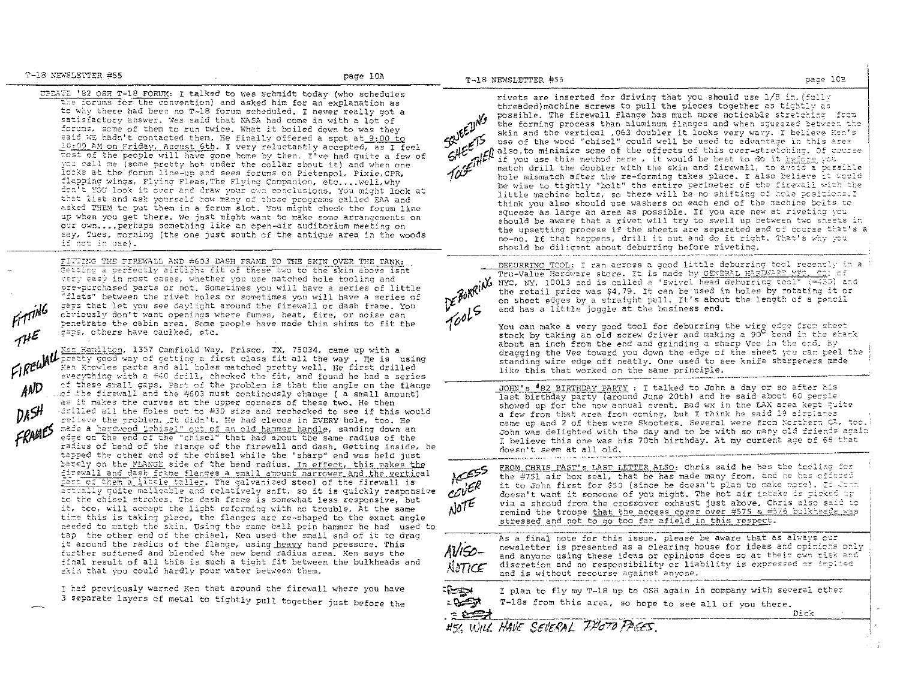UPDATE '82 OSH T-18 FORUM: I talked to Wes Schmidt today (who schedules the forums for the convention) and asked him for an explanation as to why there had been no T-18 forum scheduled. I never really got a satisfactory answer. Wes said that NASA had come in with a lot of forums, some of them to run twice. What it boiled down to was they said WE hadn't contacted them. He finally offered a spot at 9:00 to 10:00 AM on Friday, August 6th. I very reluctantly accepted, as I feel most of the people will have gone home by then. I've had quite a few of you call me (some pretty hot under the collar about it) and when one looks at the forum line-up and sees forums on Pietenpol, Pixie, CPR, flapping wings, Flying Fleas, The Flying Companion, etc....well, why don't YOU look it over and draw your own conclusions. You might look at that list and ask yourself how many of those programs called EAA and asked THEM to put them in a forum slot. You might check the forum line up when you get there. We just might want to make some arrangements on our own....perhaps something like an open-air auditorium meeting on say, Tues. morning (the one just south of the antique area in the woods if not in use).

FITTING THE FIREWALL AND DASH FRAMES

FITTING THE FIREWALL AND #603 DASH FRAME TO THE SKIN OVER THE TANK: Getting a perfectly airtight fit of these two to the skin above isnt very easy in most cases, whether you use matched hole tooling and pre-purchased parts or not. Sometimes you will have a series of little "flats" between the rivet holes or sometimes you will have a series of gaps that let you see daylight around the firewall or dash frame. You obviously don't want openings where fumes, heat, fire, or noise can penetrate the cabin area. Some people have made thin shims to fit the gaps, others have caulked, etc.

Ken Hamilton, 1357 Camfield Way, Frisco, TX, 75034, came up with a pretty good way of getting a first class fit all the way. He is using Ken Knowles parts and all holes matched pretty well. He first drilled everything with a #40 drill, checked the fit, and found he had a series of these small gaps. Part of the problem is that the angle on the flange of the firewall and the #603 must continously change ( a small amount) as it makes the curves at the upper corners of these two. He then drilled all the holes out to #30 size and rechecked to see if this would relieve the problem. It didn't. He had clecos in EVERY hole, too. He made a hardwood "chisel" out of an old hammer handle, sanding down an edge on the end of the "chisel" that had about the same radius of the radius of bend of the flange of the firewall and dash. Getting inside, he tapped the other end of the chisel while the "sharp" end was held just barely on the FLANGE side of the bend radius. In effect, this makes the firewall and dash frame flanges a small amount narrower and the vertical part of them a little taller. The galvanized steel of the firewall is actually quite malleable and relatively soft, so it is quickly responsive to the chisel strokes. The dash frame is somewhat less responsive, but it, too, will accept the light reforming with no trouble. At the same time this is taking place, the flanges are re-shaped to the exact angle needed to match the skin. Using the same ball pein hammer he had used to tap the other end of the chisel, Ken used the small end of it to drag it around the radius of the flange, using heavy hand pressure. This further softened and blended the new bend radius area. Ken says the final result of all this is such a tight fit between the bulkheads and skin that you could hardly pour water between them.

SQUEEZING SHEETS TOGETHER

I had previously warned Ken that around the firewall where you have 3 separate layers of metal to tightly pull together just before the rivets are inserted for driving that you should use 1/8 in.(fully threaded)machine screws to pull the pieces together as tightly as possible. The firewall flange has much more noticable stretching from the forming process than aluminum flanges and when squeezed between the skin and the vertical .063 doubler it looks very wavy. I believe Ken's use of the wood "chisel" could well be used to advantage in this area also, to minimize some of the effects of this over-stretching. Of course if you use this method here, it would be best to do it before you match drill the doubler with the skin and firewall, to avoid a possible hole mismatch after the re-forming takes place. I also believe it would be wise to tightly "bolt" the entire perimeter of the firewall with the little machine bolts, so there will be no shifting of hole positions. I think you also should use washers on each end of the machine bolts to squeeze as large an area as possible. If you are new at riveting you should be aware that a rivet will try to swell up between two sheets in the upsetting process if the sheets are separated and of course that's a no-no. If that happens, drill it out and do it right. That's why you should be diligent about deburring before riveting.

DEBURRING TOOLS

DEBURRING TOOL: I ran across a good little deburring tool recently in a Tru-Value Hardware store. It is made by GENERAL HARDWARE MFG. CO. of NYC, NY, 10013 and is called a "Swivel head deburring tool" (#480) and the retail price was $4.79. It can be used in holes by rotating it or on sheet edges by a straight pull. It's about the length of a pencil and has a little joggle at the business end.

You can make a very good tool for deburring the wire edge from sheet stock by taking an old screw driver and making a 90° bend in the shank about an inch from the end and grinding a sharp Vee in the end. By dragging the Vee toward you down the edge of the sheet you can peel the standing wire edge off neatly. One used to see knife sharpeners made like this that worked on the same principle.

JOHN's '82 BIRTHDAY PARTY : I talked to John a day or so after his last birthday party (around June 20th) and he said about 60 people showed up for the now annual event. Bad wx in the LAX area kept quite a few from that area from coming, but I think he said 19 airplanes came up and 2 of them were Skooters. Several were from Northern CA, too. John was delighted with the day and to be with so many old friends again I believe this one was his 70th birthday. At my current age of 65 that doesn't seem at all old.

ACCESS COVER NOTE

FROM CHRIS FAST's LAST LETTER ALSO: Chris said he has the tooling for the #751 air box seal, that he has made many from, and he has offered it to John first for $50 (since he doesn't plan to make more). If John doesn't want it someone of you might. The hot air intake is picked up via a shroud from the crossover exhaust just above. Chris also said to remind the troops that the access cover over #575 & #576 bulkheads was stressed and not to go too far afield in this respect.

AVISO-NOTICE

As a final note for this issue, please be aware that as always our newsletter is presented as a clearing house for ideas and opinions only and anyone using these ideas or opinions does so at their own risk and discretion and no responsibility or liability is expressed or implied and is without recourse against anyone.

I plan to fly my T-18 up to OSH again in company with several other T-18s from this area, so hope to see all of you there.

Dick

#56 WILL HAVE SEVERAL PHOTO PAGES.